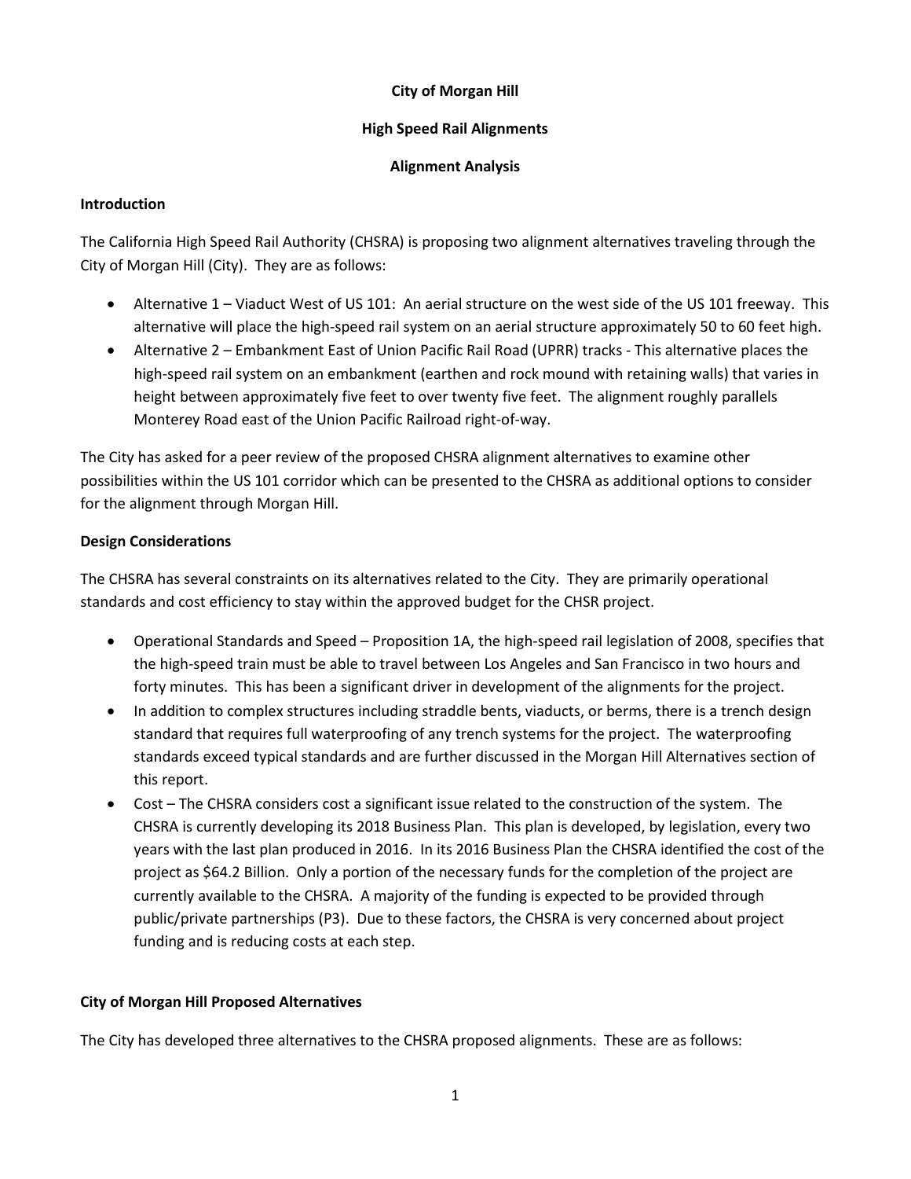# City of Morgan Hill

## High Speed Rail Alignments

## Alignment Analysis

### Introduction

The California High Speed Rail Authority (CHSRA) is proposing two alignment alternatives traveling through the City of Morgan Hill (City). They are as follows:

- Alternative 1 – Viaduct West of US 101: An aerial structure on the west side of the US 101 freeway. This alternative will place the high-speed rail system on an aerial structure approximately 50 to 60 feet high.
- Alternative 2 – Embankment East of Union Pacific Rail Road (UPRR) tracks - This alternative places the high-speed rail system on an embankment (earthen and rock mound with retaining walls) that varies in height between approximately five feet to over twenty five feet. The alignment roughly parallels Monterey Road east of the Union Pacific Railroad right-of-way.

The City has asked for a peer review of the proposed CHSRA alignment alternatives to examine other possibilities within the US 101 corridor which can be presented to the CHSRA as additional options to consider for the alignment through Morgan Hill.

### Design Considerations

The CHSRA has several constraints on its alternatives related to the City. They are primarily operational standards and cost efficiency to stay within the approved budget for the CHSR project.

- Operational Standards and Speed – Proposition 1A, the high-speed rail legislation of 2008, specifies that the high-speed train must be able to travel between Los Angeles and San Francisco in two hours and forty minutes. This has been a significant driver in development of the alignments for the project.
- In addition to complex structures including straddle bents, viaducts, or berms, there is a trench design standard that requires full waterproofing of any trench systems for the project. The waterproofing standards exceed typical standards and are further discussed in the Morgan Hill Alternatives section of this report.
- Cost – The CHSRA considers cost a significant issue related to the construction of the system. The CHSRA is currently developing its 2018 Business Plan. This plan is developed, by legislation, every two years with the last plan produced in 2016. In its 2016 Business Plan the CHSRA identified the cost of the project as $64.2 Billion. Only a portion of the necessary funds for the completion of the project are currently available to the CHSRA. A majority of the funding is expected to be provided through public/private partnerships (P3). Due to these factors, the CHSRA is very concerned about project funding and is reducing costs at each step.

### City of Morgan Hill Proposed Alternatives

The City has developed three alternatives to the CHSRA proposed alignments. These are as follows: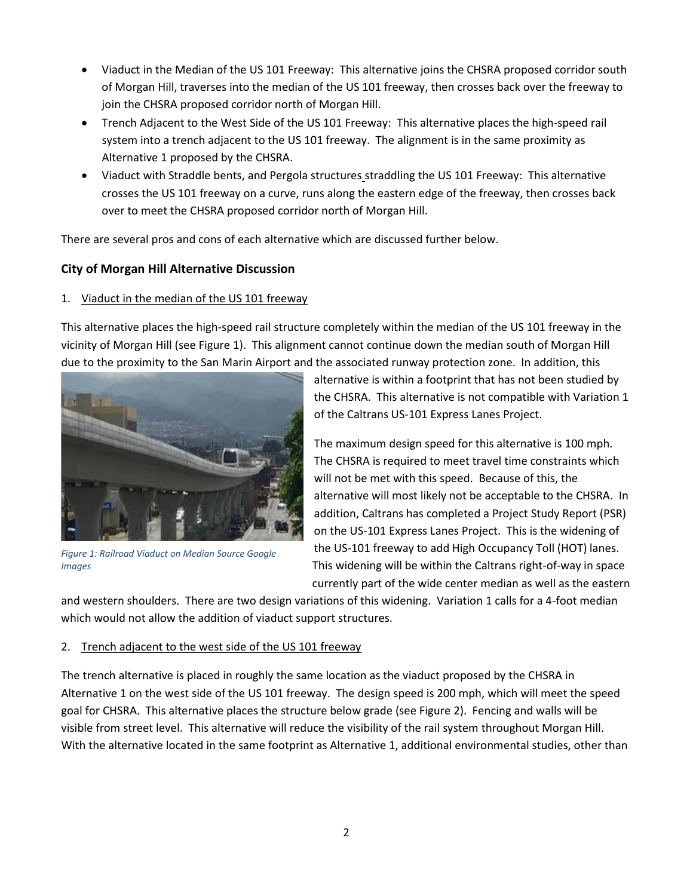- Viaduct in the Median of the US 101 Freeway: This alternative joins the CHSRA proposed corridor south of Morgan Hill, traverses into the median of the US 101 freeway, then crosses back over the freeway to join the CHSRA proposed corridor north of Morgan Hill.
- Trench Adjacent to the West Side of the US 101 Freeway: This alternative places the high-speed rail system into a trench adjacent to the US 101 freeway. The alignment is in the same proximity as Alternative 1 proposed by the CHSRA.
- Viaduct with Straddle bents, and Pergola structures straddling the US 101 Freeway: This alternative crosses the US 101 freeway on a curve, runs along the eastern edge of the freeway, then crosses back over to meet the CHSRA proposed corridor north of Morgan Hill.

There are several pros and cons of each alternative which are discussed further below.

## City of Morgan Hill Alternative Discussion

1. Viaduct in the median of the US 101 freeway

This alternative places the high-speed rail structure completely within the median of the US 101 freeway in the vicinity of Morgan Hill (see Figure 1). This alignment cannot continue down the median south of Morgan Hill due to the proximity to the San Marin Airport and the associated runway protection zone. In addition, this alternative is within a footprint that has not been studied by the CHSRA. This alternative is not compatible with Variation 1 of the Caltrans US-101 Express Lanes Project.

*Figure 1: Railroad Viaduct on Median Source Google Images*

The maximum design speed for this alternative is 100 mph. The CHSRA is required to meet travel time constraints which will not be met with this speed. Because of this, the alternative will most likely not be acceptable to the CHSRA. In addition, Caltrans has completed a Project Study Report (PSR) on the US-101 Express Lanes Project. This is the widening of the US-101 freeway to add High Occupancy Toll (HOT) lanes. This widening will be within the Caltrans right-of-way in space currently part of the wide center median as well as the eastern and western shoulders. There are two design variations of this widening. Variation 1 calls for a 4-foot median which would not allow the addition of viaduct support structures.

2. Trench adjacent to the west side of the US 101 freeway

The trench alternative is placed in roughly the same location as the viaduct proposed by the CHSRA in Alternative 1 on the west side of the US 101 freeway. The design speed is 200 mph, which will meet the speed goal for CHSRA. This alternative places the structure below grade (see Figure 2). Fencing and walls will be visible from street level. This alternative will reduce the visibility of the rail system throughout Morgan Hill. With the alternative located in the same footprint as Alternative 1, additional environmental studies, other than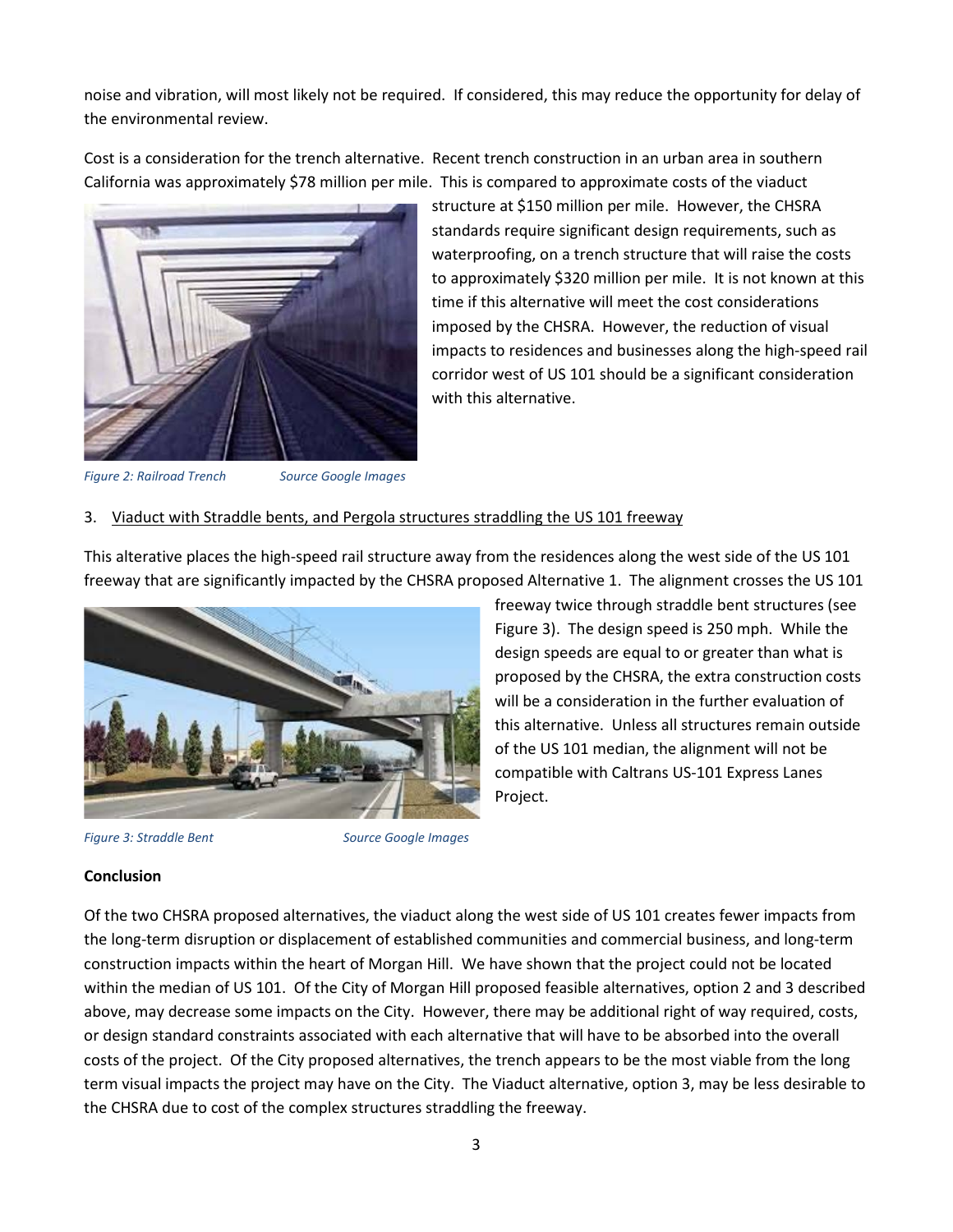noise and vibration, will most likely not be required. If considered, this may reduce the opportunity for delay of the environmental review.

Cost is a consideration for the trench alternative. Recent trench construction in an urban area in southern California was approximately $78 million per mile. This is compared to approximate costs of the viaduct structure at $150 million per mile. However, the CHSRA standards require significant design requirements, such as waterproofing, on a trench structure that will raise the costs to approximately $320 million per mile. It is not known at this time if this alternative will meet the cost considerations imposed by the CHSRA. However, the reduction of visual impacts to residences and businesses along the high-speed rail corridor west of US 101 should be a significant consideration with this alternative.

*Figure 2: Railroad Trench* *Source Google Images*

3. <u>Viaduct with Straddle bents, and Pergola structures straddling the US 101 freeway</u>

This alterative places the high-speed rail structure away from the residences along the west side of the US 101 freeway that are significantly impacted by the CHSRA proposed Alternative 1. The alignment crosses the US 101 freeway twice through straddle bent structures (see Figure 3). The design speed is 250 mph. While the design speeds are equal to or greater than what is proposed by the CHSRA, the extra construction costs will be a consideration in the further evaluation of this alternative. Unless all structures remain outside of the US 101 median, the alignment will not be compatible with Caltrans US-101 Express Lanes Project.

*Figure 3: Straddle Bent* *Source Google Images*

**Conclusion**

Of the two CHSRA proposed alternatives, the viaduct along the west side of US 101 creates fewer impacts from the long-term disruption or displacement of established communities and commercial business, and long-term construction impacts within the heart of Morgan Hill. We have shown that the project could not be located within the median of US 101. Of the City of Morgan Hill proposed feasible alternatives, option 2 and 3 described above, may decrease some impacts on the City. However, there may be additional right of way required, costs, or design standard constraints associated with each alternative that will have to be absorbed into the overall costs of the project. Of the City proposed alternatives, the trench appears to be the most viable from the long term visual impacts the project may have on the City. The Viaduct alternative, option 3, may be less desirable to the CHSRA due to cost of the complex structures straddling the freeway.